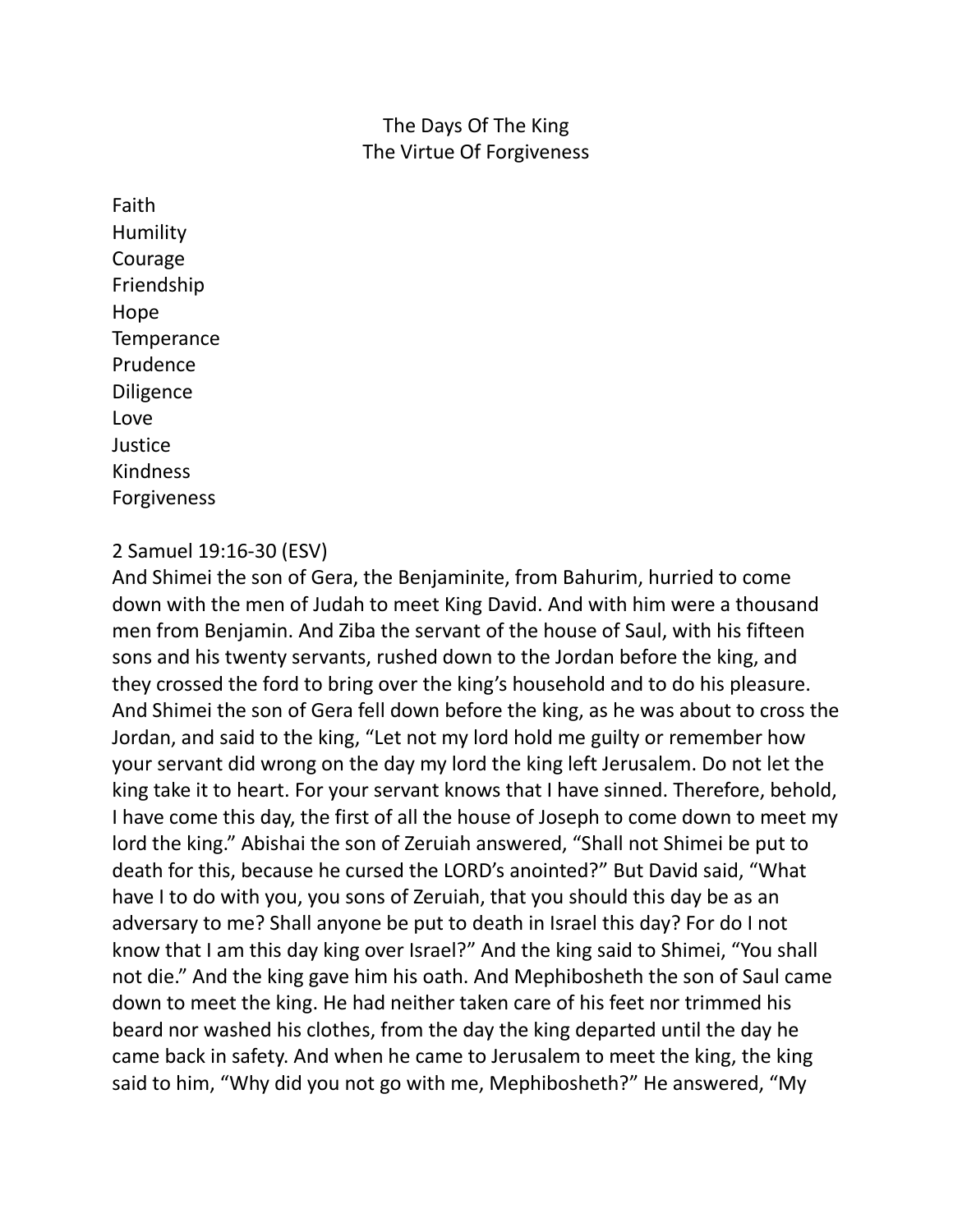# The Days Of The King
## The Virtue Of Forgiveness

Faith
Humility
Courage
Friendship
Hope
Temperance
Prudence
Diligence
Love
Justice
Kindness
Forgiveness

2 Samuel 19:16-30 (ESV)
And Shimei the son of Gera, the Benjaminite, from Bahurim, hurried to come down with the men of Judah to meet King David. And with him were a thousand men from Benjamin. And Ziba the servant of the house of Saul, with his fifteen sons and his twenty servants, rushed down to the Jordan before the king, and they crossed the ford to bring over the king's household and to do his pleasure. And Shimei the son of Gera fell down before the king, as he was about to cross the Jordan, and said to the king, "Let not my lord hold me guilty or remember how your servant did wrong on the day my lord the king left Jerusalem. Do not let the king take it to heart. For your servant knows that I have sinned. Therefore, behold, I have come this day, the first of all the house of Joseph to come down to meet my lord the king." Abishai the son of Zeruiah answered, "Shall not Shimei be put to death for this, because he cursed the LORD's anointed?" But David said, "What have I to do with you, you sons of Zeruiah, that you should this day be as an adversary to me? Shall anyone be put to death in Israel this day? For do I not know that I am this day king over Israel?" And the king said to Shimei, "You shall not die." And the king gave him his oath. And Mephibosheth the son of Saul came down to meet the king. He had neither taken care of his feet nor trimmed his beard nor washed his clothes, from the day the king departed until the day he came back in safety. And when he came to Jerusalem to meet the king, the king said to him, "Why did you not go with me, Mephibosheth?" He answered, "My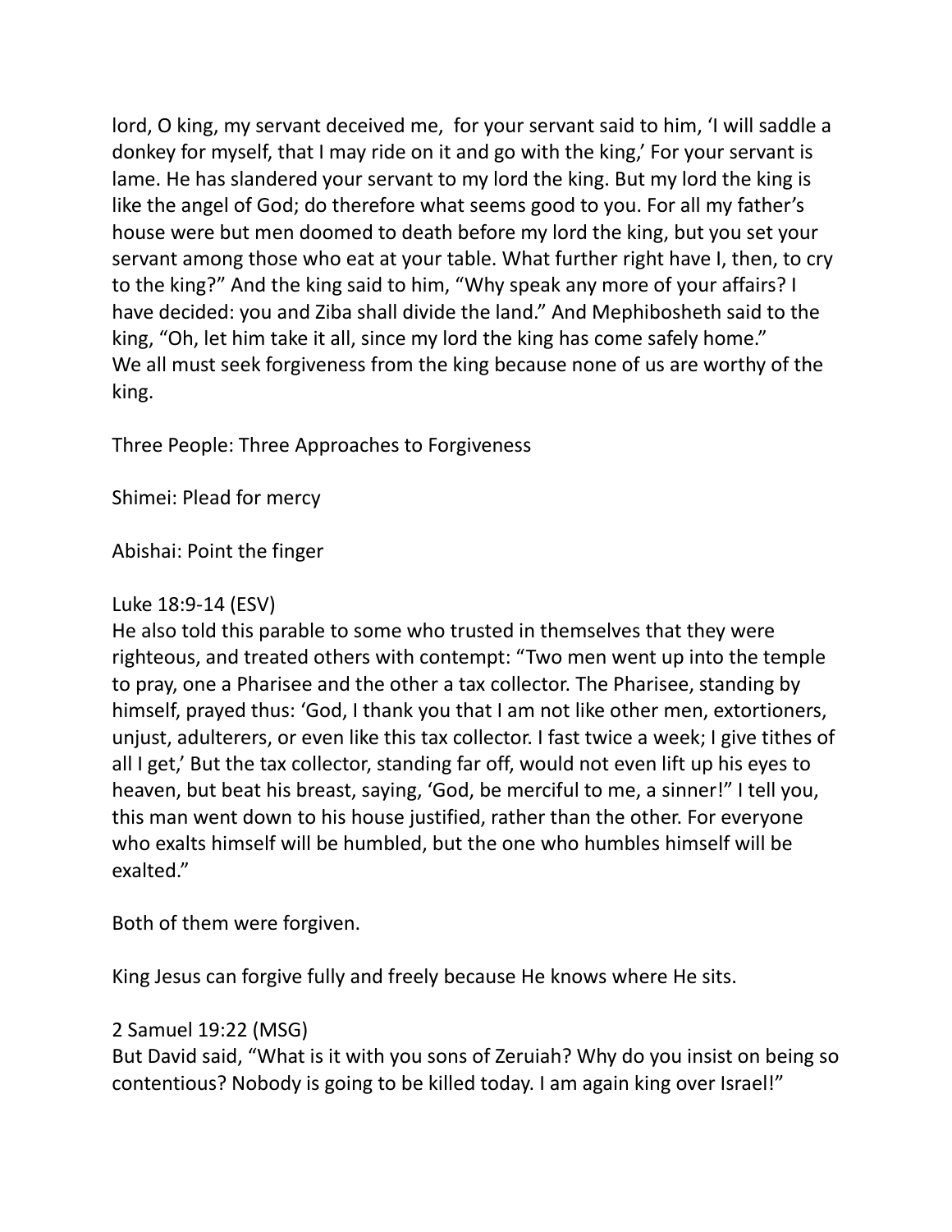lord, O king, my servant deceived me, for your servant said to him, 'I will saddle a donkey for myself, that I may ride on it and go with the king,' For your servant is lame. He has slandered your servant to my lord the king. But my lord the king is like the angel of God; do therefore what seems good to you. For all my father's house were but men doomed to death before my lord the king, but you set your servant among those who eat at your table. What further right have I, then, to cry to the king?" And the king said to him, "Why speak any more of your affairs? I have decided: you and Ziba shall divide the land." And Mephibosheth said to the king, "Oh, let him take it all, since my lord the king has come safely home."
We all must seek forgiveness from the king because none of us are worthy of the king.

Three People: Three Approaches to Forgiveness

Shimei: Plead for mercy

Abishai: Point the finger

Luke 18:9-14 (ESV)
He also told this parable to some who trusted in themselves that they were righteous, and treated others with contempt: "Two men went up into the temple to pray, one a Pharisee and the other a tax collector. The Pharisee, standing by himself, prayed thus: 'God, I thank you that I am not like other men, extortioners, unjust, adulterers, or even like this tax collector. I fast twice a week; I give tithes of all I get,' But the tax collector, standing far off, would not even lift up his eyes to heaven, but beat his breast, saying, 'God, be merciful to me, a sinner!" I tell you, this man went down to his house justified, rather than the other. For everyone who exalts himself will be humbled, but the one who humbles himself will be exalted."

Both of them were forgiven.

King Jesus can forgive fully and freely because He knows where He sits.

2 Samuel 19:22 (MSG)
But David said, "What is it with you sons of Zeruiah? Why do you insist on being so contentious? Nobody is going to be killed today. I am again king over Israel!"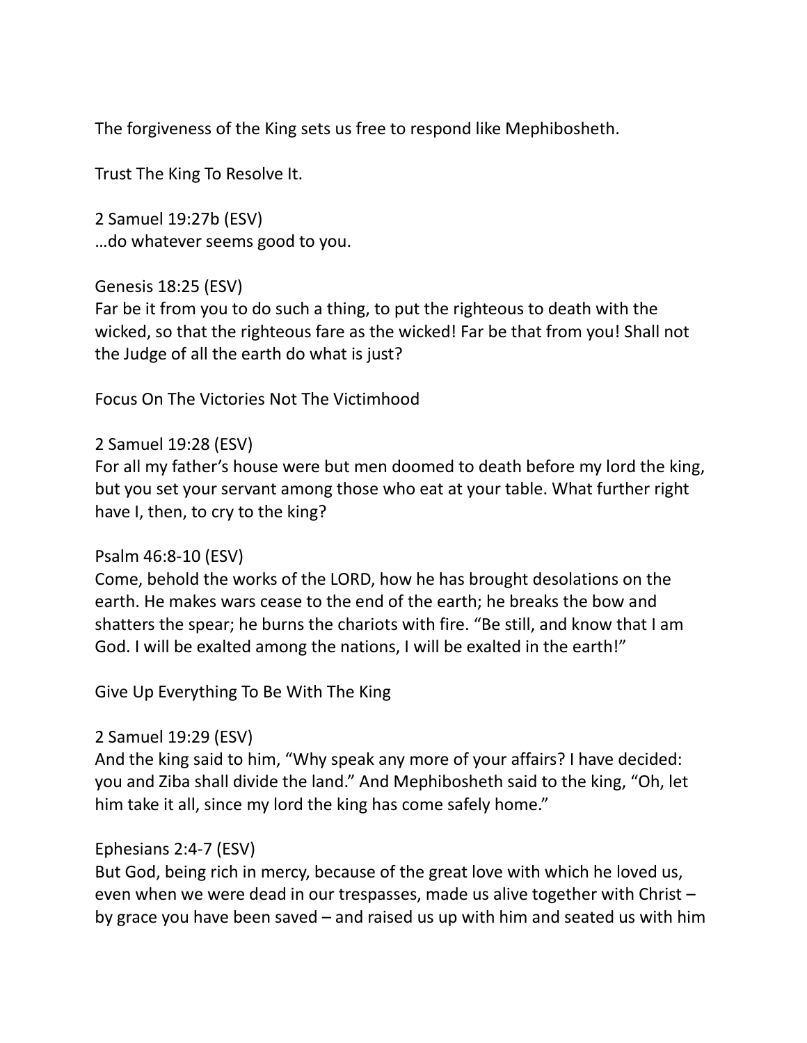The forgiveness of the King sets us free to respond like Mephibosheth.

Trust The King To Resolve It.

2 Samuel 19:27b (ESV)
…do whatever seems good to you.

Genesis 18:25 (ESV)
Far be it from you to do such a thing, to put the righteous to death with the wicked, so that the righteous fare as the wicked! Far be that from you! Shall not the Judge of all the earth do what is just?

Focus On The Victories Not The Victimhood

2 Samuel 19:28 (ESV)
For all my father's house were but men doomed to death before my lord the king, but you set your servant among those who eat at your table. What further right have I, then, to cry to the king?

Psalm 46:8-10 (ESV)
Come, behold the works of the LORD, how he has brought desolations on the earth. He makes wars cease to the end of the earth; he breaks the bow and shatters the spear; he burns the chariots with fire. "Be still, and know that I am God. I will be exalted among the nations, I will be exalted in the earth!"

Give Up Everything To Be With The King

2 Samuel 19:29 (ESV)
And the king said to him, "Why speak any more of your affairs? I have decided: you and Ziba shall divide the land." And Mephibosheth said to the king, "Oh, let him take it all, since my lord the king has come safely home."

Ephesians 2:4-7 (ESV)
But God, being rich in mercy, because of the great love with which he loved us, even when we were dead in our trespasses, made us alive together with Christ – by grace you have been saved – and raised us up with him and seated us with him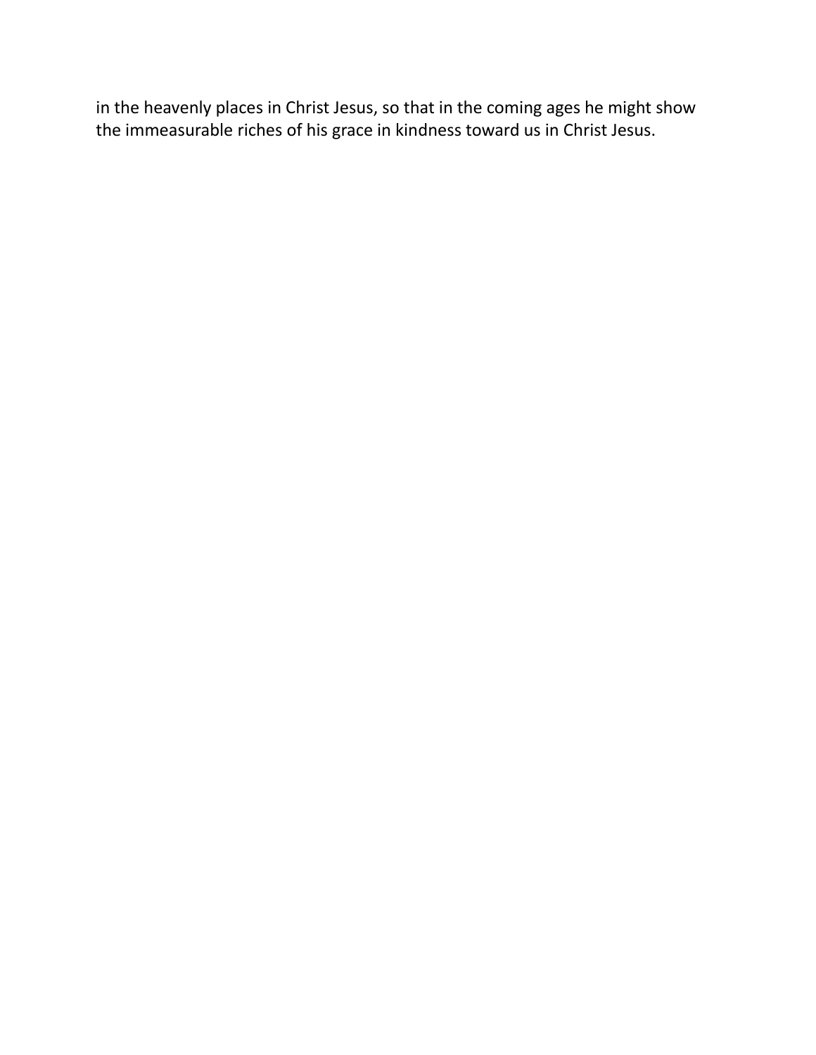in the heavenly places in Christ Jesus, so that in the coming ages he might show the immeasurable riches of his grace in kindness toward us in Christ Jesus.